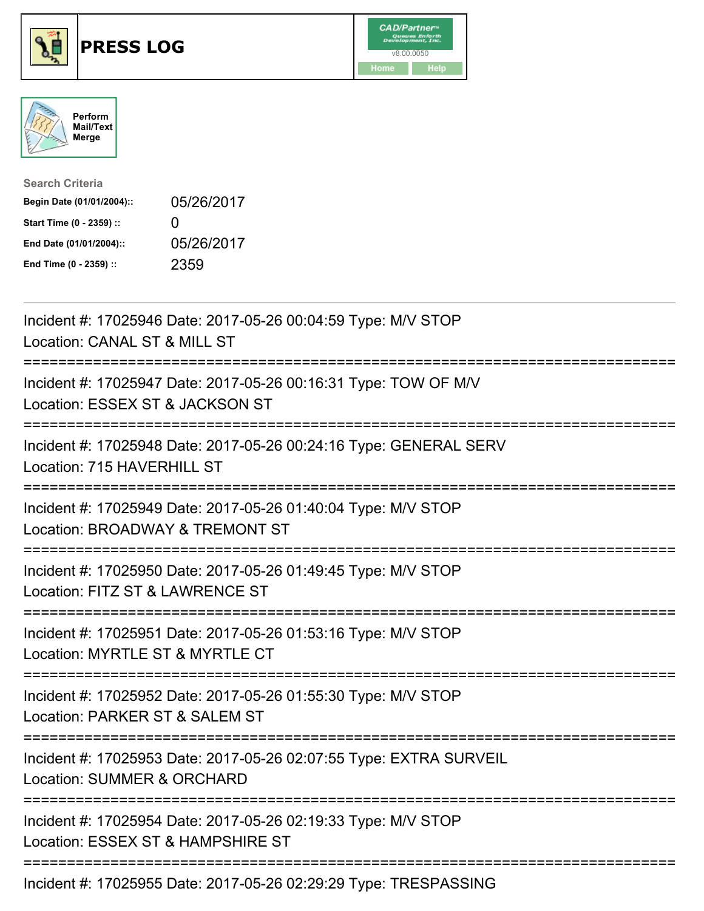# PRESS LOG

CAD/Partner
v8.00.0050
Home Help

Perform Mail/Text Merge

**Search Criteria**

| | |
|---|---|
| **Begin Date (01/01/2004)::** | 05/26/2017 |
| **Start Time (0 - 2359) ::** | 0 |
| **End Date (01/01/2004)::** | 05/26/2017 |
| **End Time (0 - 2359) ::** | 2359 |

---

Incident #: 17025946 Date: 2017-05-26 00:04:59 Type: M/V STOP
Location: CANAL ST & MILL ST

===========================================================================

Incident #: 17025947 Date: 2017-05-26 00:16:31 Type: TOW OF M/V
Location: ESSEX ST & JACKSON ST

===========================================================================

Incident #: 17025948 Date: 2017-05-26 00:24:16 Type: GENERAL SERV
Location: 715 HAVERHILL ST

===========================================================================

Incident #: 17025949 Date: 2017-05-26 01:40:04 Type: M/V STOP
Location: BROADWAY & TREMONT ST

===========================================================================

Incident #: 17025950 Date: 2017-05-26 01:49:45 Type: M/V STOP
Location: FITZ ST & LAWRENCE ST

===========================================================================

Incident #: 17025951 Date: 2017-05-26 01:53:16 Type: M/V STOP
Location: MYRTLE ST & MYRTLE CT

===========================================================================

Incident #: 17025952 Date: 2017-05-26 01:55:30 Type: M/V STOP
Location: PARKER ST & SALEM ST

===========================================================================

Incident #: 17025953 Date: 2017-05-26 02:07:55 Type: EXTRA SURVEIL
Location: SUMMER & ORCHARD

===========================================================================

Incident #: 17025954 Date: 2017-05-26 02:19:33 Type: M/V STOP
Location: ESSEX ST & HAMPSHIRE ST

===========================================================================

Incident #: 17025955 Date: 2017-05-26 02:29:29 Type: TRESPASSING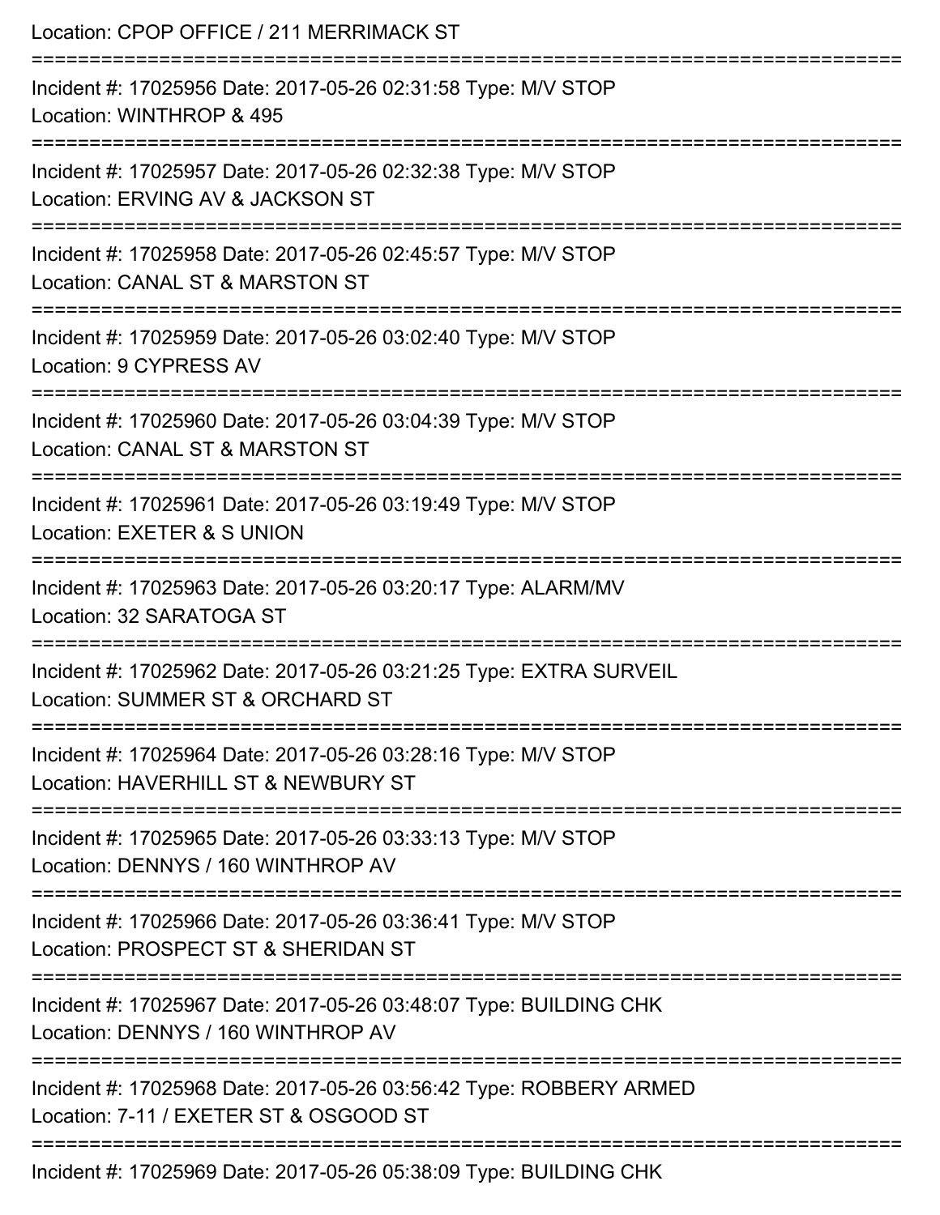Location: CPOP OFFICE / 211 MERRIMACK ST

===========================================================================

Incident #: 17025956 Date: 2017-05-26 02:31:58 Type: M/V STOP
Location: WINTHROP & 495

===========================================================================

Incident #: 17025957 Date: 2017-05-26 02:32:38 Type: M/V STOP
Location: ERVING AV & JACKSON ST

===========================================================================

Incident #: 17025958 Date: 2017-05-26 02:45:57 Type: M/V STOP
Location: CANAL ST & MARSTON ST

===========================================================================

Incident #: 17025959 Date: 2017-05-26 03:02:40 Type: M/V STOP
Location: 9 CYPRESS AV

===========================================================================

Incident #: 17025960 Date: 2017-05-26 03:04:39 Type: M/V STOP
Location: CANAL ST & MARSTON ST

===========================================================================

Incident #: 17025961 Date: 2017-05-26 03:19:49 Type: M/V STOP
Location: EXETER & S UNION

===========================================================================

Incident #: 17025963 Date: 2017-05-26 03:20:17 Type: ALARM/MV
Location: 32 SARATOGA ST

===========================================================================

Incident #: 17025962 Date: 2017-05-26 03:21:25 Type: EXTRA SURVEIL
Location: SUMMER ST & ORCHARD ST

===========================================================================

Incident #: 17025964 Date: 2017-05-26 03:28:16 Type: M/V STOP
Location: HAVERHILL ST & NEWBURY ST

===========================================================================

Incident #: 17025965 Date: 2017-05-26 03:33:13 Type: M/V STOP
Location: DENNYS / 160 WINTHROP AV

===========================================================================

Incident #: 17025966 Date: 2017-05-26 03:36:41 Type: M/V STOP
Location: PROSPECT ST & SHERIDAN ST

===========================================================================

Incident #: 17025967 Date: 2017-05-26 03:48:07 Type: BUILDING CHK
Location: DENNYS / 160 WINTHROP AV

===========================================================================

Incident #: 17025968 Date: 2017-05-26 03:56:42 Type: ROBBERY ARMED
Location: 7-11 / EXETER ST & OSGOOD ST

===========================================================================

Incident #: 17025969 Date: 2017-05-26 05:38:09 Type: BUILDING CHK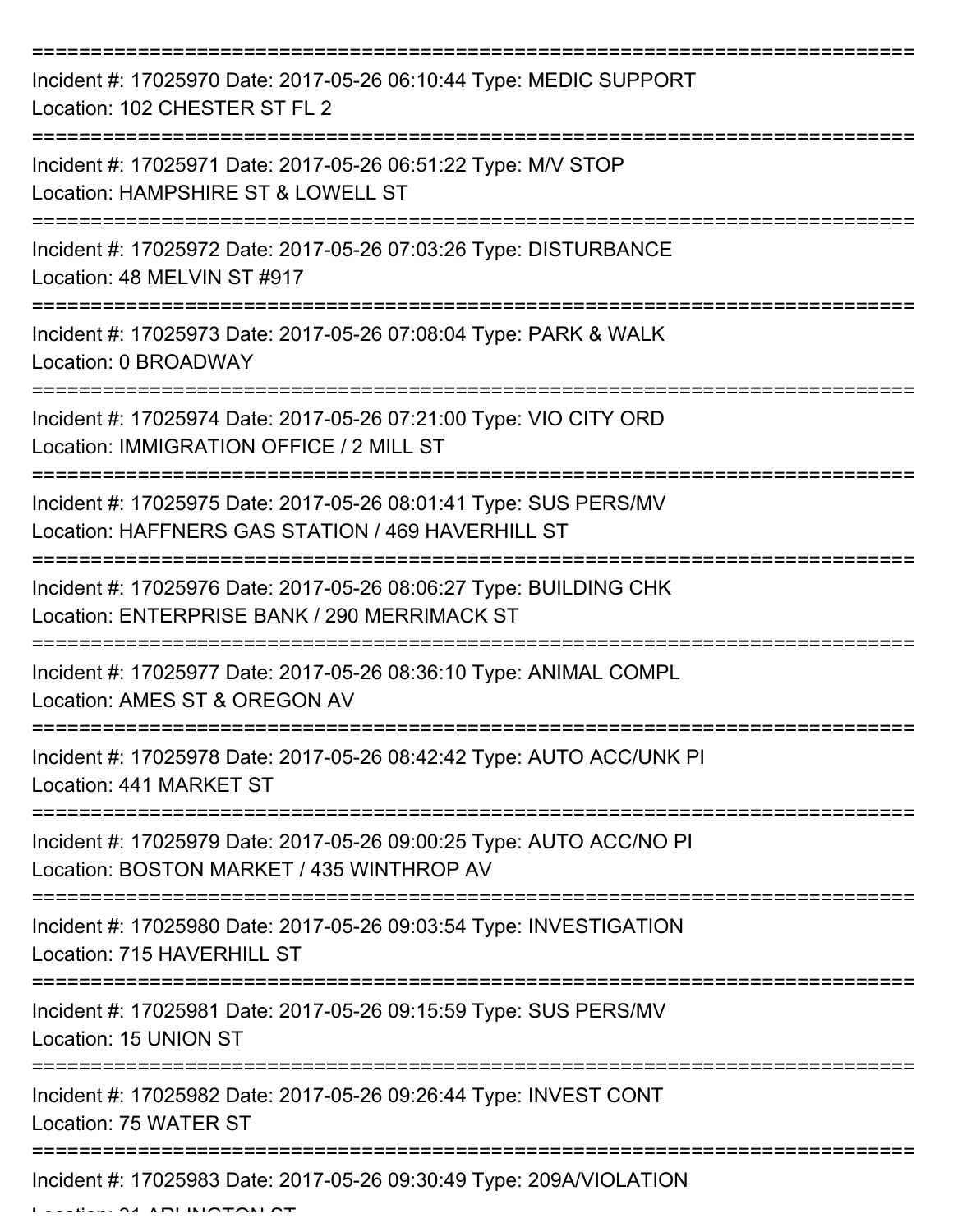===========================================================================

Incident #: 17025970 Date: 2017-05-26 06:10:44 Type: MEDIC SUPPORT
Location: 102 CHESTER ST FL 2

===========================================================================

Incident #: 17025971 Date: 2017-05-26 06:51:22 Type: M/V STOP
Location: HAMPSHIRE ST & LOWELL ST

===========================================================================

Incident #: 17025972 Date: 2017-05-26 07:03:26 Type: DISTURBANCE
Location: 48 MELVIN ST #917

===========================================================================

Incident #: 17025973 Date: 2017-05-26 07:08:04 Type: PARK & WALK
Location: 0 BROADWAY

===========================================================================

Incident #: 17025974 Date: 2017-05-26 07:21:00 Type: VIO CITY ORD
Location: IMMIGRATION OFFICE / 2 MILL ST

===========================================================================

Incident #: 17025975 Date: 2017-05-26 08:01:41 Type: SUS PERS/MV
Location: HAFFNERS GAS STATION / 469 HAVERHILL ST

===========================================================================

Incident #: 17025976 Date: 2017-05-26 08:06:27 Type: BUILDING CHK
Location: ENTERPRISE BANK / 290 MERRIMACK ST

===========================================================================

Incident #: 17025977 Date: 2017-05-26 08:36:10 Type: ANIMAL COMPL
Location: AMES ST & OREGON AV

===========================================================================

Incident #: 17025978 Date: 2017-05-26 08:42:42 Type: AUTO ACC/UNK PI
Location: 441 MARKET ST

===========================================================================

Incident #: 17025979 Date: 2017-05-26 09:00:25 Type: AUTO ACC/NO PI
Location: BOSTON MARKET / 435 WINTHROP AV

===========================================================================

Incident #: 17025980 Date: 2017-05-26 09:03:54 Type: INVESTIGATION
Location: 715 HAVERHILL ST

===========================================================================

Incident #: 17025981 Date: 2017-05-26 09:15:59 Type: SUS PERS/MV
Location: 15 UNION ST

===========================================================================

Incident #: 17025982 Date: 2017-05-26 09:26:44 Type: INVEST CONT
Location: 75 WATER ST

===========================================================================

Incident #: 17025983 Date: 2017-05-26 09:30:49 Type: 209A/VIOLATION
Location: 21 ARLINGTON ST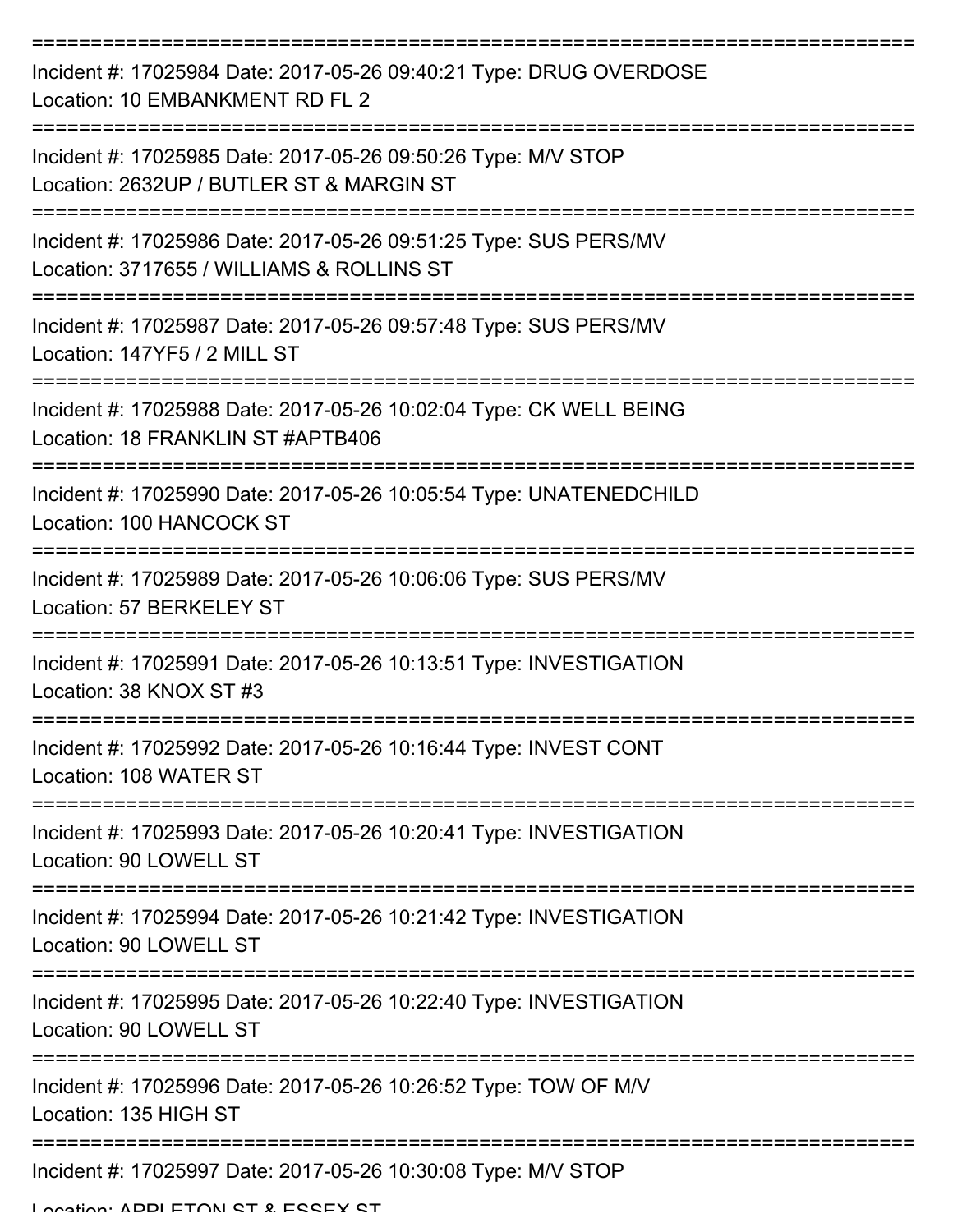===========================================================================

Incident #: 17025984 Date: 2017-05-26 09:40:21 Type: DRUG OVERDOSE
Location: 10 EMBANKMENT RD FL 2

===========================================================================

Incident #: 17025985 Date: 2017-05-26 09:50:26 Type: M/V STOP
Location: 2632UP / BUTLER ST & MARGIN ST

===========================================================================

Incident #: 17025986 Date: 2017-05-26 09:51:25 Type: SUS PERS/MV
Location: 3717655 / WILLIAMS & ROLLINS ST

===========================================================================

Incident #: 17025987 Date: 2017-05-26 09:57:48 Type: SUS PERS/MV
Location: 147YF5 / 2 MILL ST

===========================================================================

Incident #: 17025988 Date: 2017-05-26 10:02:04 Type: CK WELL BEING
Location: 18 FRANKLIN ST #APTB406

===========================================================================

Incident #: 17025990 Date: 2017-05-26 10:05:54 Type: UNATENEDCHILD
Location: 100 HANCOCK ST

===========================================================================

Incident #: 17025989 Date: 2017-05-26 10:06:06 Type: SUS PERS/MV
Location: 57 BERKELEY ST

===========================================================================

Incident #: 17025991 Date: 2017-05-26 10:13:51 Type: INVESTIGATION
Location: 38 KNOX ST #3

===========================================================================

Incident #: 17025992 Date: 2017-05-26 10:16:44 Type: INVEST CONT
Location: 108 WATER ST

===========================================================================

Incident #: 17025993 Date: 2017-05-26 10:20:41 Type: INVESTIGATION
Location: 90 LOWELL ST

===========================================================================

Incident #: 17025994 Date: 2017-05-26 10:21:42 Type: INVESTIGATION
Location: 90 LOWELL ST

===========================================================================

Incident #: 17025995 Date: 2017-05-26 10:22:40 Type: INVESTIGATION
Location: 90 LOWELL ST

===========================================================================

Incident #: 17025996 Date: 2017-05-26 10:26:52 Type: TOW OF M/V
Location: 135 HIGH ST

===========================================================================

Incident #: 17025997 Date: 2017-05-26 10:30:08 Type: M/V STOP
Location: APPLETON ST & ESSEX ST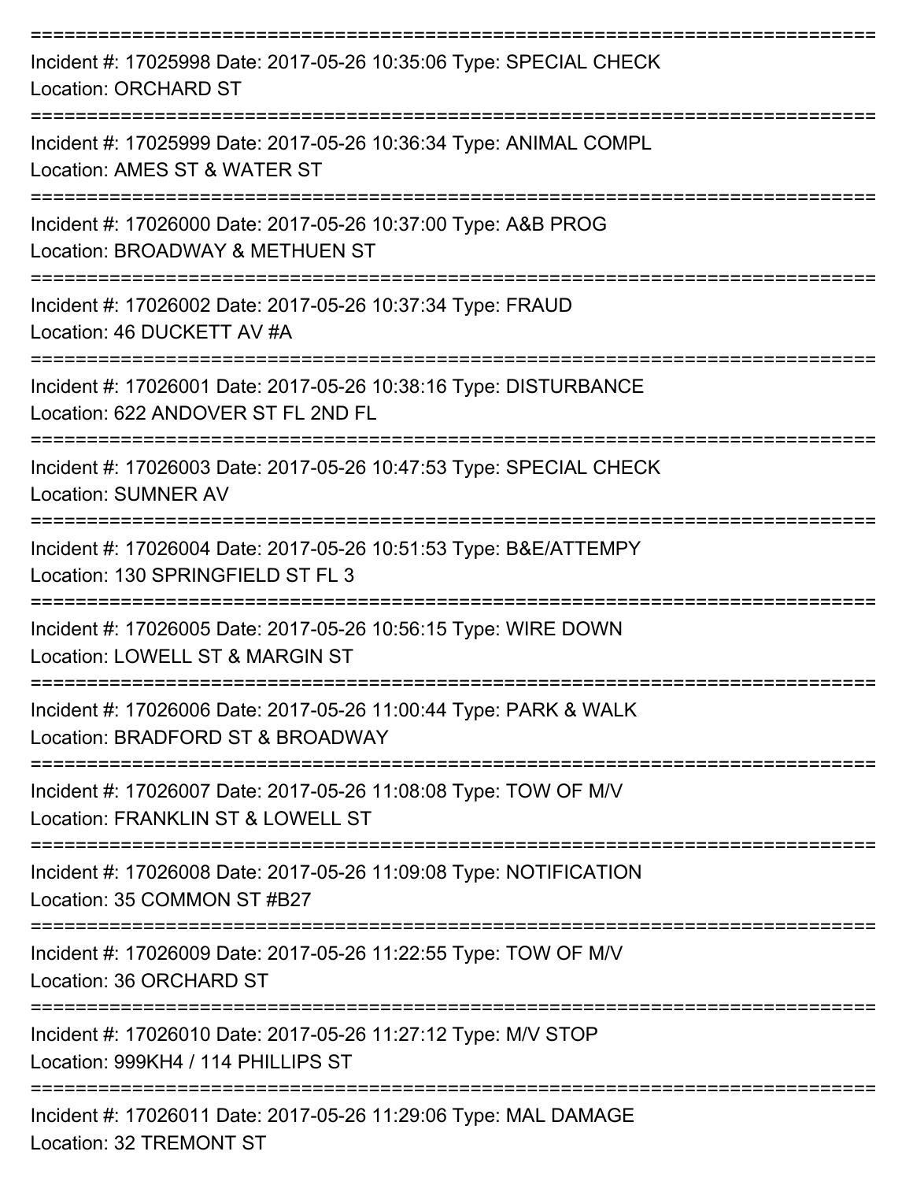===========================================================================

Incident #: 17025998 Date: 2017-05-26 10:35:06 Type: SPECIAL CHECK
Location: ORCHARD ST

===========================================================================

Incident #: 17025999 Date: 2017-05-26 10:36:34 Type: ANIMAL COMPL
Location: AMES ST & WATER ST

===========================================================================

Incident #: 17026000 Date: 2017-05-26 10:37:00 Type: A&B PROG
Location: BROADWAY & METHUEN ST

===========================================================================

Incident #: 17026002 Date: 2017-05-26 10:37:34 Type: FRAUD
Location: 46 DUCKETT AV #A

===========================================================================

Incident #: 17026001 Date: 2017-05-26 10:38:16 Type: DISTURBANCE
Location: 622 ANDOVER ST FL 2ND FL

===========================================================================

Incident #: 17026003 Date: 2017-05-26 10:47:53 Type: SPECIAL CHECK
Location: SUMNER AV

===========================================================================

Incident #: 17026004 Date: 2017-05-26 10:51:53 Type: B&E/ATTEMPY
Location: 130 SPRINGFIELD ST FL 3

===========================================================================

Incident #: 17026005 Date: 2017-05-26 10:56:15 Type: WIRE DOWN
Location: LOWELL ST & MARGIN ST

===========================================================================

Incident #: 17026006 Date: 2017-05-26 11:00:44 Type: PARK & WALK
Location: BRADFORD ST & BROADWAY

===========================================================================

Incident #: 17026007 Date: 2017-05-26 11:08:08 Type: TOW OF M/V
Location: FRANKLIN ST & LOWELL ST

===========================================================================

Incident #: 17026008 Date: 2017-05-26 11:09:08 Type: NOTIFICATION
Location: 35 COMMON ST #B27

===========================================================================

Incident #: 17026009 Date: 2017-05-26 11:22:55 Type: TOW OF M/V
Location: 36 ORCHARD ST

===========================================================================

Incident #: 17026010 Date: 2017-05-26 11:27:12 Type: M/V STOP
Location: 999KH4 / 114 PHILLIPS ST

===========================================================================

Incident #: 17026011 Date: 2017-05-26 11:29:06 Type: MAL DAMAGE
Location: 32 TREMONT ST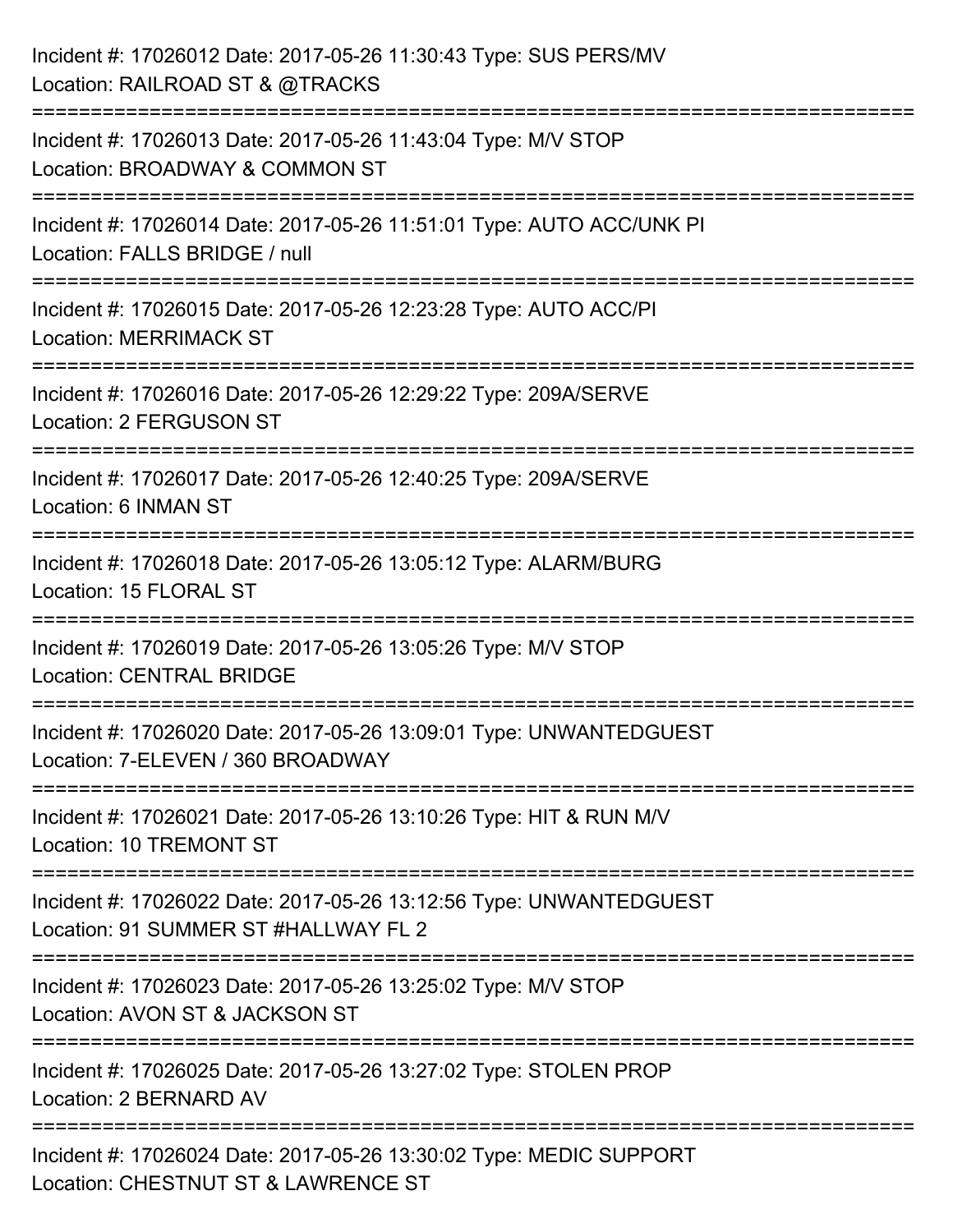Incident #: 17026012 Date: 2017-05-26 11:30:43 Type: SUS PERS/MV
Location: RAILROAD ST & @TRACKS

===========================================================================

Incident #: 17026013 Date: 2017-05-26 11:43:04 Type: M/V STOP
Location: BROADWAY & COMMON ST

===========================================================================

Incident #: 17026014 Date: 2017-05-26 11:51:01 Type: AUTO ACC/UNK PI
Location: FALLS BRIDGE / null

===========================================================================

Incident #: 17026015 Date: 2017-05-26 12:23:28 Type: AUTO ACC/PI
Location: MERRIMACK ST

===========================================================================

Incident #: 17026016 Date: 2017-05-26 12:29:22 Type: 209A/SERVE
Location: 2 FERGUSON ST

===========================================================================

Incident #: 17026017 Date: 2017-05-26 12:40:25 Type: 209A/SERVE
Location: 6 INMAN ST

===========================================================================

Incident #: 17026018 Date: 2017-05-26 13:05:12 Type: ALARM/BURG
Location: 15 FLORAL ST

===========================================================================

Incident #: 17026019 Date: 2017-05-26 13:05:26 Type: M/V STOP
Location: CENTRAL BRIDGE

===========================================================================

Incident #: 17026020 Date: 2017-05-26 13:09:01 Type: UNWANTEDGUEST
Location: 7-ELEVEN / 360 BROADWAY

===========================================================================

Incident #: 17026021 Date: 2017-05-26 13:10:26 Type: HIT & RUN M/V
Location: 10 TREMONT ST

===========================================================================

Incident #: 17026022 Date: 2017-05-26 13:12:56 Type: UNWANTEDGUEST
Location: 91 SUMMER ST #HALLWAY FL 2

===========================================================================

Incident #: 17026023 Date: 2017-05-26 13:25:02 Type: M/V STOP
Location: AVON ST & JACKSON ST

===========================================================================

Incident #: 17026025 Date: 2017-05-26 13:27:02 Type: STOLEN PROP
Location: 2 BERNARD AV

===========================================================================

Incident #: 17026024 Date: 2017-05-26 13:30:02 Type: MEDIC SUPPORT
Location: CHESTNUT ST & LAWRENCE ST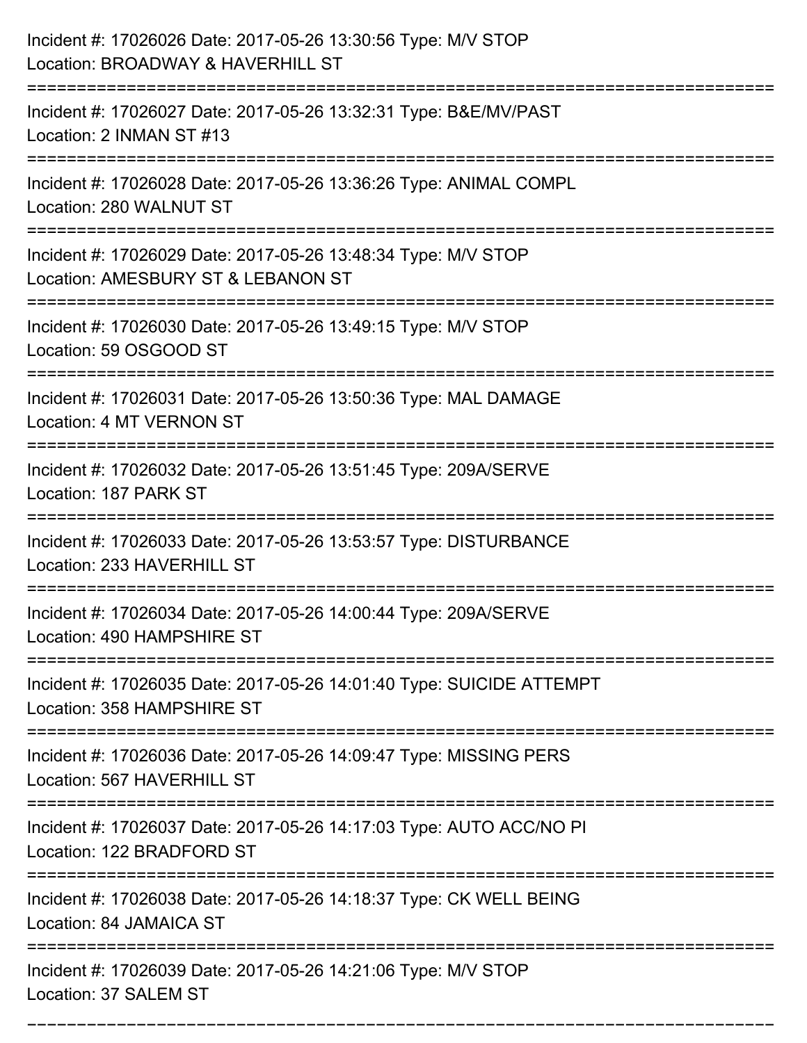Incident #: 17026026 Date: 2017-05-26 13:30:56 Type: M/V STOP
Location: BROADWAY & HAVERHILL ST

===========================================================================

Incident #: 17026027 Date: 2017-05-26 13:32:31 Type: B&E/MV/PAST
Location: 2 INMAN ST #13

===========================================================================

Incident #: 17026028 Date: 2017-05-26 13:36:26 Type: ANIMAL COMPL
Location: 280 WALNUT ST

===========================================================================

Incident #: 17026029 Date: 2017-05-26 13:48:34 Type: M/V STOP
Location: AMESBURY ST & LEBANON ST

===========================================================================

Incident #: 17026030 Date: 2017-05-26 13:49:15 Type: M/V STOP
Location: 59 OSGOOD ST

===========================================================================

Incident #: 17026031 Date: 2017-05-26 13:50:36 Type: MAL DAMAGE
Location: 4 MT VERNON ST

===========================================================================

Incident #: 17026032 Date: 2017-05-26 13:51:45 Type: 209A/SERVE
Location: 187 PARK ST

===========================================================================

Incident #: 17026033 Date: 2017-05-26 13:53:57 Type: DISTURBANCE
Location: 233 HAVERHILL ST

===========================================================================

Incident #: 17026034 Date: 2017-05-26 14:00:44 Type: 209A/SERVE
Location: 490 HAMPSHIRE ST

===========================================================================

Incident #: 17026035 Date: 2017-05-26 14:01:40 Type: SUICIDE ATTEMPT
Location: 358 HAMPSHIRE ST

===========================================================================

Incident #: 17026036 Date: 2017-05-26 14:09:47 Type: MISSING PERS
Location: 567 HAVERHILL ST

===========================================================================

Incident #: 17026037 Date: 2017-05-26 14:17:03 Type: AUTO ACC/NO PI
Location: 122 BRADFORD ST

===========================================================================

Incident #: 17026038 Date: 2017-05-26 14:18:37 Type: CK WELL BEING
Location: 84 JAMAICA ST

===========================================================================

Incident #: 17026039 Date: 2017-05-26 14:21:06 Type: M/V STOP
Location: 37 SALEM ST

===========================================================================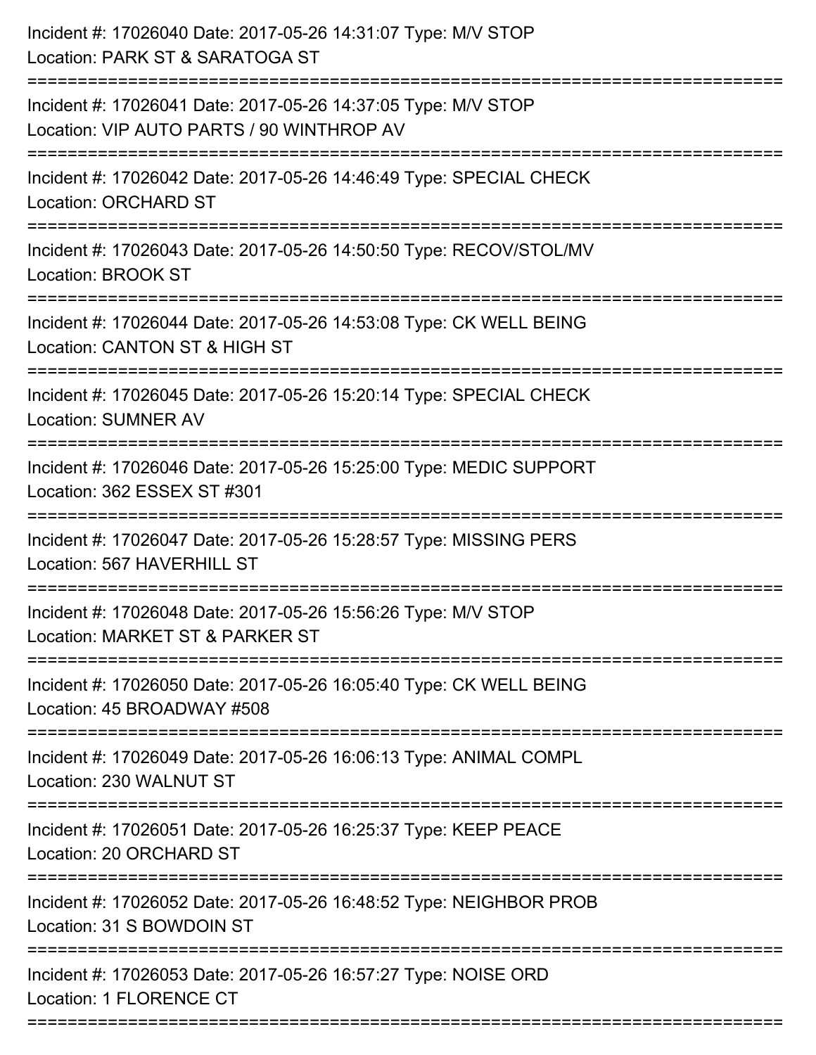Incident #: 17026040 Date: 2017-05-26 14:31:07 Type: M/V STOP
Location: PARK ST & SARATOGA ST

===========================================================================

Incident #: 17026041 Date: 2017-05-26 14:37:05 Type: M/V STOP
Location: VIP AUTO PARTS / 90 WINTHROP AV

===========================================================================

Incident #: 17026042 Date: 2017-05-26 14:46:49 Type: SPECIAL CHECK
Location: ORCHARD ST

===========================================================================

Incident #: 17026043 Date: 2017-05-26 14:50:50 Type: RECOV/STOL/MV
Location: BROOK ST

===========================================================================

Incident #: 17026044 Date: 2017-05-26 14:53:08 Type: CK WELL BEING
Location: CANTON ST & HIGH ST

===========================================================================

Incident #: 17026045 Date: 2017-05-26 15:20:14 Type: SPECIAL CHECK
Location: SUMNER AV

===========================================================================

Incident #: 17026046 Date: 2017-05-26 15:25:00 Type: MEDIC SUPPORT
Location: 362 ESSEX ST #301

===========================================================================

Incident #: 17026047 Date: 2017-05-26 15:28:57 Type: MISSING PERS
Location: 567 HAVERHILL ST

===========================================================================

Incident #: 17026048 Date: 2017-05-26 15:56:26 Type: M/V STOP
Location: MARKET ST & PARKER ST

===========================================================================

Incident #: 17026050 Date: 2017-05-26 16:05:40 Type: CK WELL BEING
Location: 45 BROADWAY #508

===========================================================================

Incident #: 17026049 Date: 2017-05-26 16:06:13 Type: ANIMAL COMPL
Location: 230 WALNUT ST

===========================================================================

Incident #: 17026051 Date: 2017-05-26 16:25:37 Type: KEEP PEACE
Location: 20 ORCHARD ST

===========================================================================

Incident #: 17026052 Date: 2017-05-26 16:48:52 Type: NEIGHBOR PROB
Location: 31 S BOWDOIN ST

===========================================================================

Incident #: 17026053 Date: 2017-05-26 16:57:27 Type: NOISE ORD
Location: 1 FLORENCE CT

===========================================================================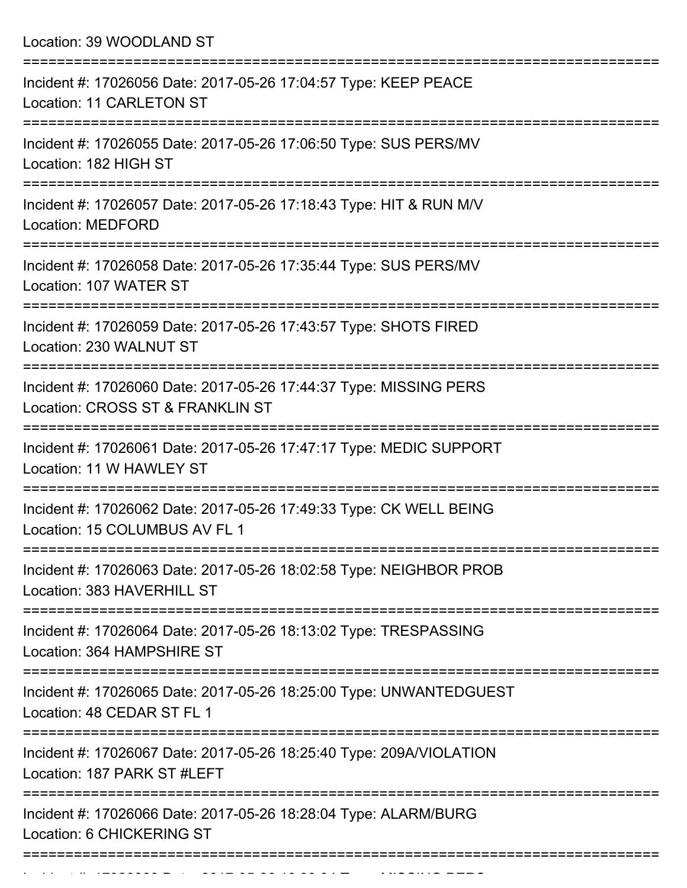Location: 39 WOODLAND ST

===========================================================================

Incident #: 17026056 Date: 2017-05-26 17:04:57 Type: KEEP PEACE
Location: 11 CARLETON ST

===========================================================================

Incident #: 17026055 Date: 2017-05-26 17:06:50 Type: SUS PERS/MV
Location: 182 HIGH ST

===========================================================================

Incident #: 17026057 Date: 2017-05-26 17:18:43 Type: HIT & RUN M/V
Location: MEDFORD

===========================================================================

Incident #: 17026058 Date: 2017-05-26 17:35:44 Type: SUS PERS/MV
Location: 107 WATER ST

===========================================================================

Incident #: 17026059 Date: 2017-05-26 17:43:57 Type: SHOTS FIRED
Location: 230 WALNUT ST

===========================================================================

Incident #: 17026060 Date: 2017-05-26 17:44:37 Type: MISSING PERS
Location: CROSS ST & FRANKLIN ST

===========================================================================

Incident #: 17026061 Date: 2017-05-26 17:47:17 Type: MEDIC SUPPORT
Location: 11 W HAWLEY ST

===========================================================================

Incident #: 17026062 Date: 2017-05-26 17:49:33 Type: CK WELL BEING
Location: 15 COLUMBUS AV FL 1

===========================================================================

Incident #: 17026063 Date: 2017-05-26 18:02:58 Type: NEIGHBOR PROB
Location: 383 HAVERHILL ST

===========================================================================

Incident #: 17026064 Date: 2017-05-26 18:13:02 Type: TRESPASSING
Location: 364 HAMPSHIRE ST

===========================================================================

Incident #: 17026065 Date: 2017-05-26 18:25:00 Type: UNWANTEDGUEST
Location: 48 CEDAR ST FL 1

===========================================================================

Incident #: 17026067 Date: 2017-05-26 18:25:40 Type: 209A/VIOLATION
Location: 187 PARK ST #LEFT

===========================================================================

Incident #: 17026066 Date: 2017-05-26 18:28:04 Type: ALARM/BURG
Location: 6 CHICKERING ST

===========================================================================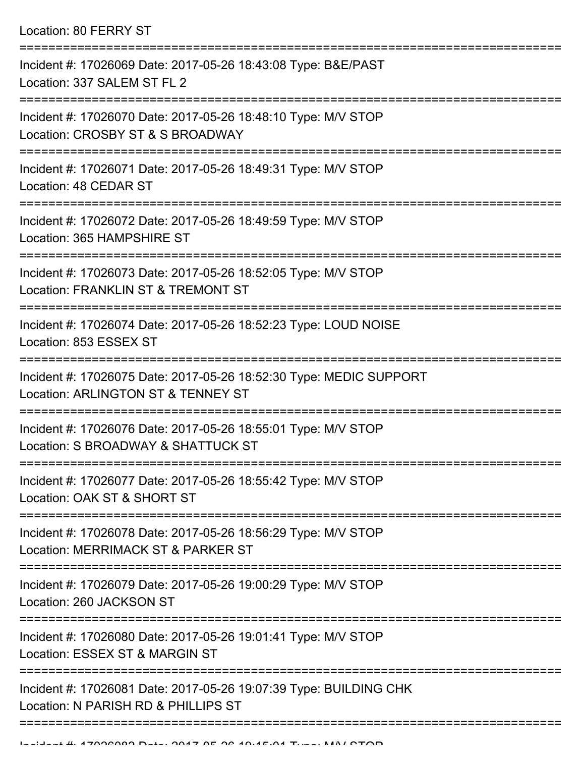Location: 80 FERRY ST

===========================================================================

Incident #: 17026069 Date: 2017-05-26 18:43:08 Type: B&E/PAST
Location: 337 SALEM ST FL 2

===========================================================================

Incident #: 17026070 Date: 2017-05-26 18:48:10 Type: M/V STOP
Location: CROSBY ST & S BROADWAY

===========================================================================

Incident #: 17026071 Date: 2017-05-26 18:49:31 Type: M/V STOP
Location: 48 CEDAR ST

===========================================================================

Incident #: 17026072 Date: 2017-05-26 18:49:59 Type: M/V STOP
Location: 365 HAMPSHIRE ST

===========================================================================

Incident #: 17026073 Date: 2017-05-26 18:52:05 Type: M/V STOP
Location: FRANKLIN ST & TREMONT ST

===========================================================================

Incident #: 17026074 Date: 2017-05-26 18:52:23 Type: LOUD NOISE
Location: 853 ESSEX ST

===========================================================================

Incident #: 17026075 Date: 2017-05-26 18:52:30 Type: MEDIC SUPPORT
Location: ARLINGTON ST & TENNEY ST

===========================================================================

Incident #: 17026076 Date: 2017-05-26 18:55:01 Type: M/V STOP
Location: S BROADWAY & SHATTUCK ST

===========================================================================

Incident #: 17026077 Date: 2017-05-26 18:55:42 Type: M/V STOP
Location: OAK ST & SHORT ST

===========================================================================

Incident #: 17026078 Date: 2017-05-26 18:56:29 Type: M/V STOP
Location: MERRIMACK ST & PARKER ST

===========================================================================

Incident #: 17026079 Date: 2017-05-26 19:00:29 Type: M/V STOP
Location: 260 JACKSON ST

===========================================================================

Incident #: 17026080 Date: 2017-05-26 19:01:41 Type: M/V STOP
Location: ESSEX ST & MARGIN ST

===========================================================================

Incident #: 17026081 Date: 2017-05-26 19:07:39 Type: BUILDING CHK
Location: N PARISH RD & PHILLIPS ST

===========================================================================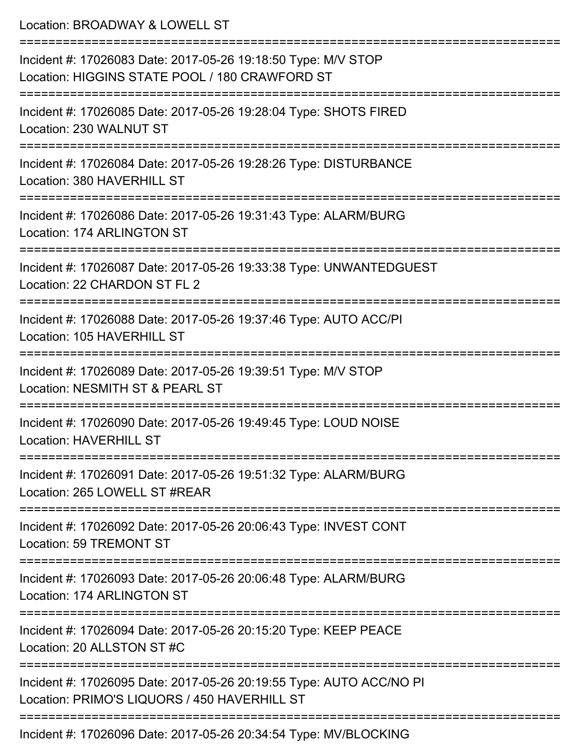Location: BROADWAY & LOWELL ST

===========================================================================

Incident #: 17026083 Date: 2017-05-26 19:18:50 Type: M/V STOP
Location: HIGGINS STATE POOL / 180 CRAWFORD ST

===========================================================================

Incident #: 17026085 Date: 2017-05-26 19:28:04 Type: SHOTS FIRED
Location: 230 WALNUT ST

===========================================================================

Incident #: 17026084 Date: 2017-05-26 19:28:26 Type: DISTURBANCE
Location: 380 HAVERHILL ST

===========================================================================

Incident #: 17026086 Date: 2017-05-26 19:31:43 Type: ALARM/BURG
Location: 174 ARLINGTON ST

===========================================================================

Incident #: 17026087 Date: 2017-05-26 19:33:38 Type: UNWANTEDGUEST
Location: 22 CHARDON ST FL 2

===========================================================================

Incident #: 17026088 Date: 2017-05-26 19:37:46 Type: AUTO ACC/PI
Location: 105 HAVERHILL ST

===========================================================================

Incident #: 17026089 Date: 2017-05-26 19:39:51 Type: M/V STOP
Location: NESMITH ST & PEARL ST

===========================================================================

Incident #: 17026090 Date: 2017-05-26 19:49:45 Type: LOUD NOISE
Location: HAVERHILL ST

===========================================================================

Incident #: 17026091 Date: 2017-05-26 19:51:32 Type: ALARM/BURG
Location: 265 LOWELL ST #REAR

===========================================================================

Incident #: 17026092 Date: 2017-05-26 20:06:43 Type: INVEST CONT
Location: 59 TREMONT ST

===========================================================================

Incident #: 17026093 Date: 2017-05-26 20:06:48 Type: ALARM/BURG
Location: 174 ARLINGTON ST

===========================================================================

Incident #: 17026094 Date: 2017-05-26 20:15:20 Type: KEEP PEACE
Location: 20 ALLSTON ST #C

===========================================================================

Incident #: 17026095 Date: 2017-05-26 20:19:55 Type: AUTO ACC/NO PI
Location: PRIMO'S LIQUORS / 450 HAVERHILL ST

===========================================================================

Incident #: 17026096 Date: 2017-05-26 20:34:54 Type: MV/BLOCKING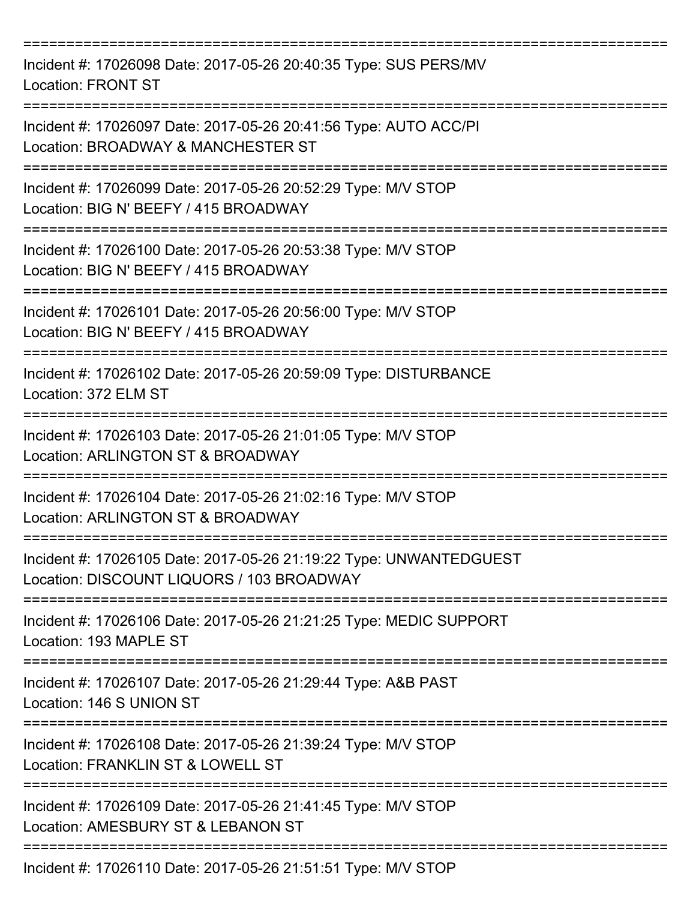===========================================================================
Incident #: 17026098 Date: 2017-05-26 20:40:35 Type: SUS PERS/MV
Location: FRONT ST
===========================================================================
Incident #: 17026097 Date: 2017-05-26 20:41:56 Type: AUTO ACC/PI
Location: BROADWAY & MANCHESTER ST
===========================================================================
Incident #: 17026099 Date: 2017-05-26 20:52:29 Type: M/V STOP
Location: BIG N' BEEFY / 415 BROADWAY
===========================================================================
Incident #: 17026100 Date: 2017-05-26 20:53:38 Type: M/V STOP
Location: BIG N' BEEFY / 415 BROADWAY
===========================================================================
Incident #: 17026101 Date: 2017-05-26 20:56:00 Type: M/V STOP
Location: BIG N' BEEFY / 415 BROADWAY
===========================================================================
Incident #: 17026102 Date: 2017-05-26 20:59:09 Type: DISTURBANCE
Location: 372 ELM ST
===========================================================================
Incident #: 17026103 Date: 2017-05-26 21:01:05 Type: M/V STOP
Location: ARLINGTON ST & BROADWAY
===========================================================================
Incident #: 17026104 Date: 2017-05-26 21:02:16 Type: M/V STOP
Location: ARLINGTON ST & BROADWAY
===========================================================================
Incident #: 17026105 Date: 2017-05-26 21:19:22 Type: UNWANTEDGUEST
Location: DISCOUNT LIQUORS / 103 BROADWAY
===========================================================================
Incident #: 17026106 Date: 2017-05-26 21:21:25 Type: MEDIC SUPPORT
Location: 193 MAPLE ST
===========================================================================
Incident #: 17026107 Date: 2017-05-26 21:29:44 Type: A&B PAST
Location: 146 S UNION ST
===========================================================================
Incident #: 17026108 Date: 2017-05-26 21:39:24 Type: M/V STOP
Location: FRANKLIN ST & LOWELL ST
===========================================================================
Incident #: 17026109 Date: 2017-05-26 21:41:45 Type: M/V STOP
Location: AMESBURY ST & LEBANON ST
===========================================================================
Incident #: 17026110 Date: 2017-05-26 21:51:51 Type: M/V STOP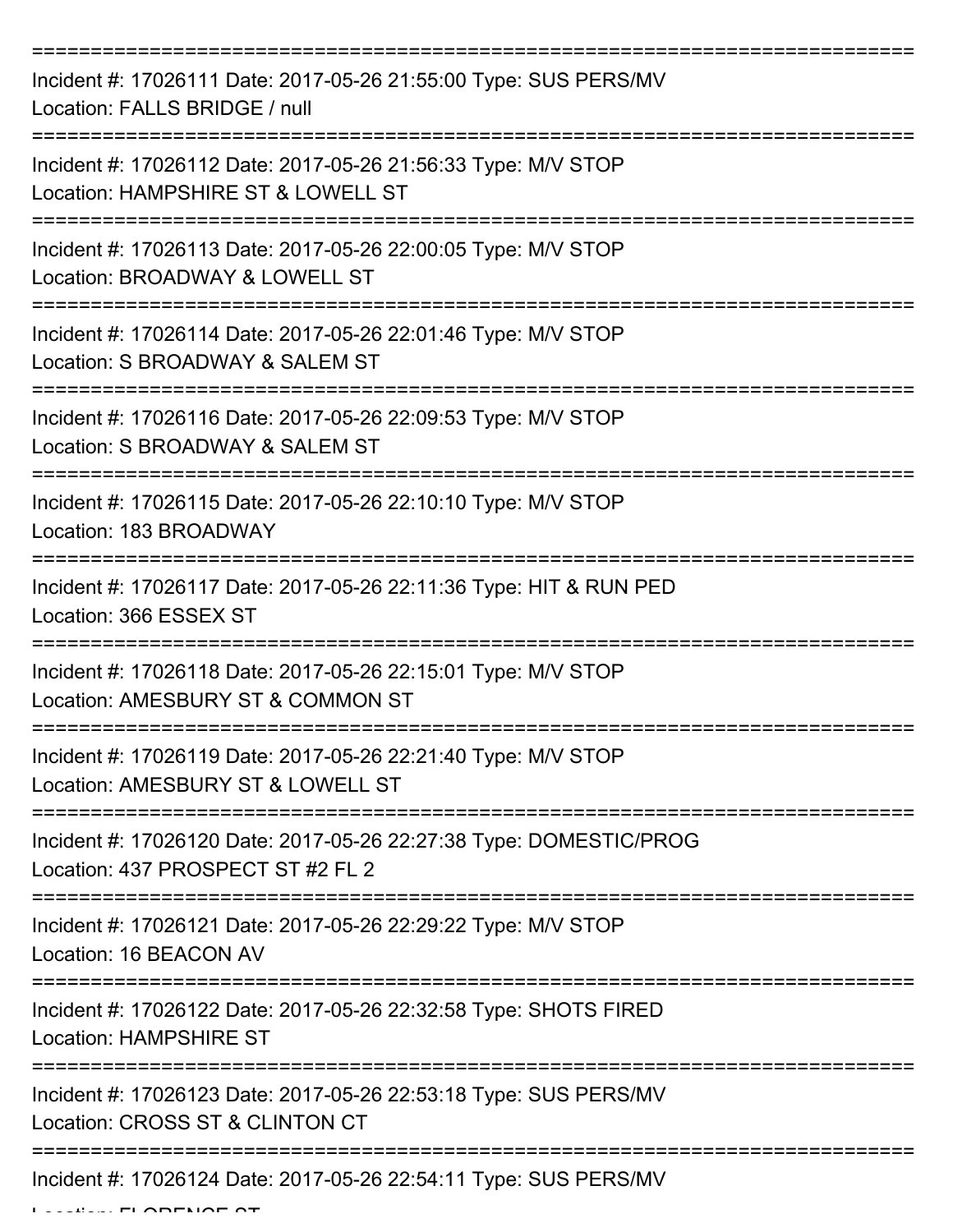===========================================================================
Incident #: 17026111 Date: 2017-05-26 21:55:00 Type: SUS PERS/MV
Location: FALLS BRIDGE / null
===========================================================================
Incident #: 17026112 Date: 2017-05-26 21:56:33 Type: M/V STOP
Location: HAMPSHIRE ST & LOWELL ST
===========================================================================
Incident #: 17026113 Date: 2017-05-26 22:00:05 Type: M/V STOP
Location: BROADWAY & LOWELL ST
===========================================================================
Incident #: 17026114 Date: 2017-05-26 22:01:46 Type: M/V STOP
Location: S BROADWAY & SALEM ST
===========================================================================
Incident #: 17026116 Date: 2017-05-26 22:09:53 Type: M/V STOP
Location: S BROADWAY & SALEM ST
===========================================================================
Incident #: 17026115 Date: 2017-05-26 22:10:10 Type: M/V STOP
Location: 183 BROADWAY
===========================================================================
Incident #: 17026117 Date: 2017-05-26 22:11:36 Type: HIT & RUN PED
Location: 366 ESSEX ST
===========================================================================
Incident #: 17026118 Date: 2017-05-26 22:15:01 Type: M/V STOP
Location: AMESBURY ST & COMMON ST
===========================================================================
Incident #: 17026119 Date: 2017-05-26 22:21:40 Type: M/V STOP
Location: AMESBURY ST & LOWELL ST
===========================================================================
Incident #: 17026120 Date: 2017-05-26 22:27:38 Type: DOMESTIC/PROG
Location: 437 PROSPECT ST #2 FL 2
===========================================================================
Incident #: 17026121 Date: 2017-05-26 22:29:22 Type: M/V STOP
Location: 16 BEACON AV
===========================================================================
Incident #: 17026122 Date: 2017-05-26 22:32:58 Type: SHOTS FIRED
Location: HAMPSHIRE ST
===========================================================================
Incident #: 17026123 Date: 2017-05-26 22:53:18 Type: SUS PERS/MV
Location: CROSS ST & CLINTON CT
===========================================================================
Incident #: 17026124 Date: 2017-05-26 22:54:11 Type: SUS PERS/MV
Location: FLORENCE ST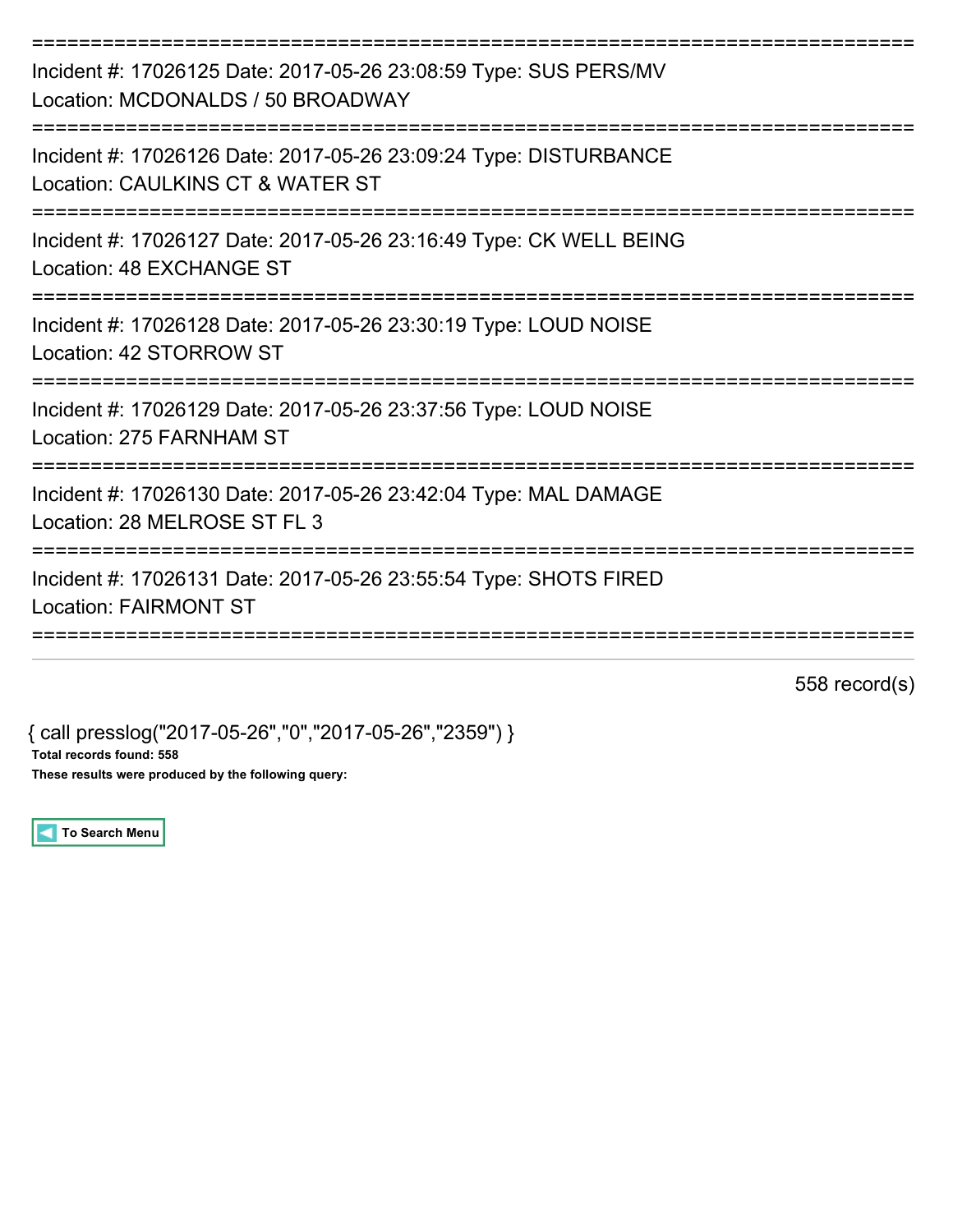===========================================================================

Incident #: 17026125 Date: 2017-05-26 23:08:59 Type: SUS PERS/MV

Location: MCDONALDS / 50 BROADWAY

===========================================================================

Incident #: 17026126 Date: 2017-05-26 23:09:24 Type: DISTURBANCE

Location: CAULKINS CT & WATER ST

===========================================================================

Incident #: 17026127 Date: 2017-05-26 23:16:49 Type: CK WELL BEING

Location: 48 EXCHANGE ST

===========================================================================

Incident #: 17026128 Date: 2017-05-26 23:30:19 Type: LOUD NOISE

Location: 42 STORROW ST

===========================================================================

Incident #: 17026129 Date: 2017-05-26 23:37:56 Type: LOUD NOISE

Location: 275 FARNHAM ST

===========================================================================

Incident #: 17026130 Date: 2017-05-26 23:42:04 Type: MAL DAMAGE

Location: 28 MELROSE ST FL 3

===========================================================================

Incident #: 17026131 Date: 2017-05-26 23:55:54 Type: SHOTS FIRED

Location: FAIRMONT ST

===========================================================================

558 record(s)

{ call presslog("2017-05-26","0","2017-05-26","2359") }

**Total records found: 558**

**These results were produced by the following query:**

To Search Menu